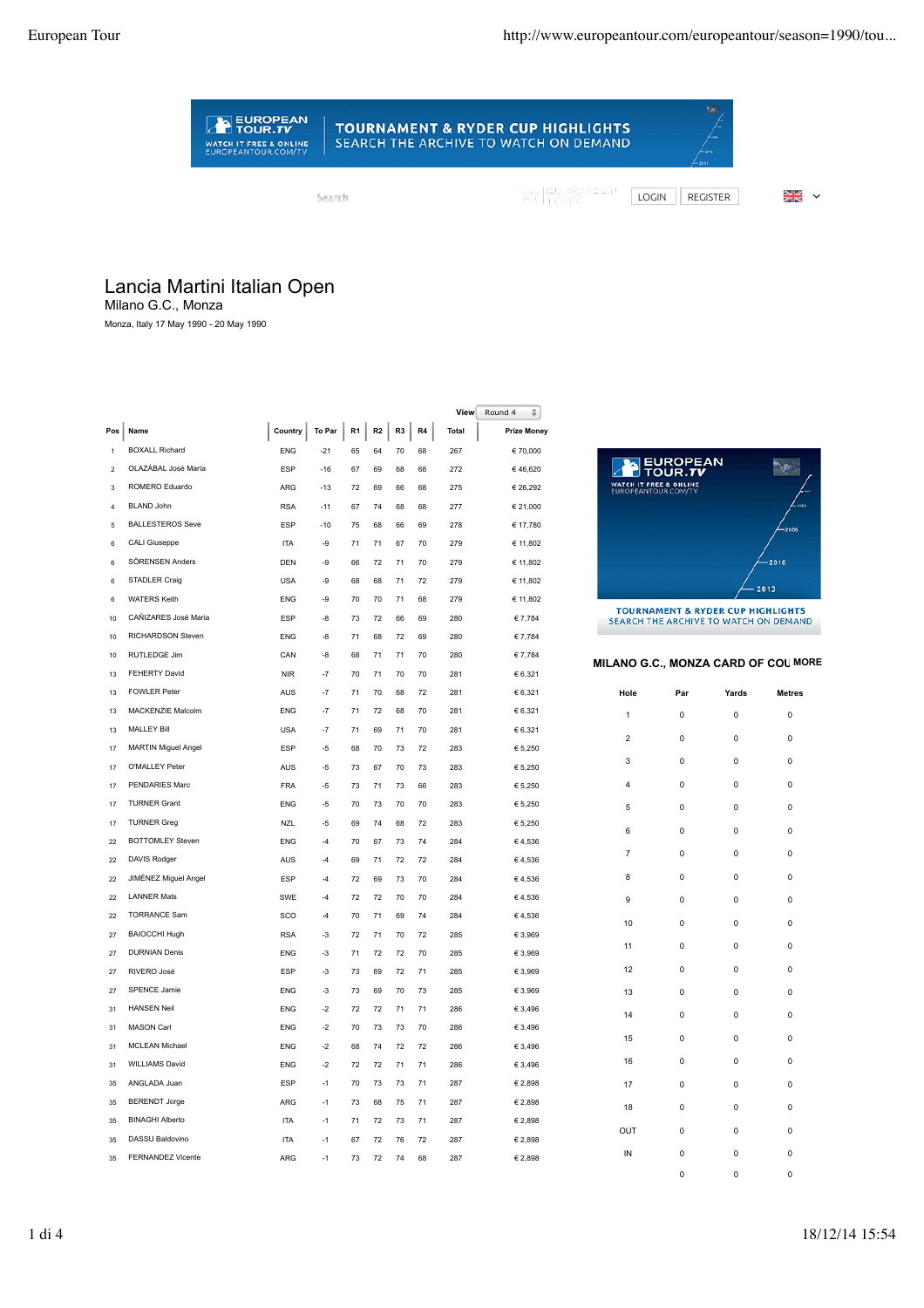# Lancia Martini Italian Open

Milano G.C., Monza

Monza, Italy 17 May 1990 - 20 May 1990

View Round 4

| Pos | Name | Country | To Par | R1 | R2 | R3 | R4 | Total | Prize Money |
|---|---|---|---|---|---|---|---|---|---|
| 1 | BOXALL Richard | ENG | -21 | 65 | 64 | 70 | 68 | 267 | € 70,000 |
| 2 | OLAZÁBAL José María | ESP | -16 | 67 | 69 | 68 | 68 | 272 | € 46,620 |
| 3 | ROMERO Eduardo | ARG | -13 | 72 | 69 | 66 | 68 | 275 | € 26,292 |
| 4 | BLAND John | RSA | -11 | 67 | 74 | 68 | 68 | 277 | € 21,000 |
| 5 | BALLESTEROS Seve | ESP | -10 | 75 | 68 | 66 | 69 | 278 | € 17,780 |
| 6 | CALI Giuseppe | ITA | -9 | 71 | 71 | 67 | 70 | 279 | € 11,802 |
| 6 | SÖRENSEN Anders | DEN | -9 | 66 | 72 | 71 | 70 | 279 | € 11,802 |
| 6 | STADLER Craig | USA | -9 | 68 | 68 | 71 | 72 | 279 | € 11,802 |
| 6 | WATERS Keith | ENG | -9 | 70 | 70 | 71 | 68 | 279 | € 11,802 |
| 10 | CAÑIZARES José Maria | ESP | -8 | 73 | 72 | 66 | 69 | 280 | € 7,784 |
| 10 | RICHARDSON Steven | ENG | -8 | 71 | 68 | 72 | 69 | 280 | € 7,784 |
| 10 | RUTLEDGE Jim | CAN | -8 | 68 | 71 | 71 | 70 | 280 | € 7,784 |
| 13 | FEHERTY David | NIR | -7 | 70 | 71 | 70 | 70 | 281 | € 6,321 |
| 13 | FOWLER Peter | AUS | -7 | 71 | 70 | 68 | 72 | 281 | € 6,321 |
| 13 | MACKENZIE Malcolm | ENG | -7 | 71 | 72 | 68 | 70 | 281 | € 6,321 |
| 13 | MALLEY Bill | USA | -7 | 71 | 69 | 71 | 70 | 281 | € 6,321 |
| 17 | MARTIN Miguel Angel | ESP | -5 | 68 | 70 | 73 | 72 | 283 | € 5,250 |
| 17 | O'MALLEY Peter | AUS | -5 | 73 | 67 | 70 | 73 | 283 | € 5,250 |
| 17 | PENDARIES Marc | FRA | -5 | 73 | 71 | 73 | 66 | 283 | € 5,250 |
| 17 | TURNER Grant | ENG | -5 | 70 | 73 | 70 | 70 | 283 | € 5,250 |
| 17 | TURNER Greg | NZL | -5 | 69 | 74 | 68 | 72 | 283 | € 5,250 |
| 22 | BOTTOMLEY Steven | ENG | -4 | 70 | 67 | 73 | 74 | 284 | € 4,536 |
| 22 | DAVIS Rodger | AUS | -4 | 69 | 71 | 72 | 72 | 284 | € 4,536 |
| 22 | JIMÉNEZ Miguel Angel | ESP | -4 | 72 | 69 | 73 | 70 | 284 | € 4,536 |
| 22 | LANNER Mats | SWE | -4 | 72 | 72 | 70 | 70 | 284 | € 4,536 |
| 22 | TORRANCE Sam | SCO | -4 | 70 | 71 | 69 | 74 | 284 | € 4,536 |
| 27 | BAIOCCHI Hugh | RSA | -3 | 72 | 71 | 70 | 72 | 285 | € 3,969 |
| 27 | DURNIAN Denis | ENG | -3 | 71 | 72 | 72 | 70 | 285 | € 3,969 |
| 27 | RIVERO José | ESP | -3 | 73 | 69 | 72 | 71 | 285 | € 3,969 |
| 27 | SPENCE Jamie | ENG | -3 | 73 | 69 | 70 | 73 | 285 | € 3,969 |
| 31 | HANSEN Neil | ENG | -2 | 72 | 72 | 71 | 71 | 286 | € 3,496 |
| 31 | MASON Carl | ENG | -2 | 70 | 73 | 73 | 70 | 286 | € 3,496 |
| 31 | MCLEAN Michael | ENG | -2 | 68 | 74 | 72 | 72 | 286 | € 3,496 |
| 31 | WILLIAMS David | ENG | -2 | 72 | 72 | 71 | 71 | 286 | € 3,496 |
| 35 | ANGLADA Juan | ESP | -1 | 70 | 73 | 73 | 71 | 287 | € 2,898 |
| 35 | BERENDT Jorge | ARG | -1 | 73 | 68 | 75 | 71 | 287 | € 2,898 |
| 35 | BINAGHI Alberto | ITA | -1 | 71 | 72 | 73 | 71 | 287 | € 2,898 |
| 35 | DASSU Baldovino | ITA | -1 | 67 | 72 | 76 | 72 | 287 | € 2,898 |
| 35 | FERNANDEZ Vicente | ARG | -1 | 73 | 72 | 74 | 68 | 287 | € 2,898 |

## MILANO G.C., MONZA CARD OF COU MORE

| Hole | Par | Yards | Metres |
|---|---|---|---|
| 1 | 0 | 0 | 0 |
| 2 | 0 | 0 | 0 |
| 3 | 0 | 0 | 0 |
| 4 | 0 | 0 | 0 |
| 5 | 0 | 0 | 0 |
| 6 | 0 | 0 | 0 |
| 7 | 0 | 0 | 0 |
| 8 | 0 | 0 | 0 |
| 9 | 0 | 0 | 0 |
| 10 | 0 | 0 | 0 |
| 11 | 0 | 0 | 0 |
| 12 | 0 | 0 | 0 |
| 13 | 0 | 0 | 0 |
| 14 | 0 | 0 | 0 |
| 15 | 0 | 0 | 0 |
| 16 | 0 | 0 | 0 |
| 17 | 0 | 0 | 0 |
| 18 | 0 | 0 | 0 |
| OUT | 0 | 0 | 0 |
| IN | 0 | 0 | 0 |
| | 0 | 0 | 0 |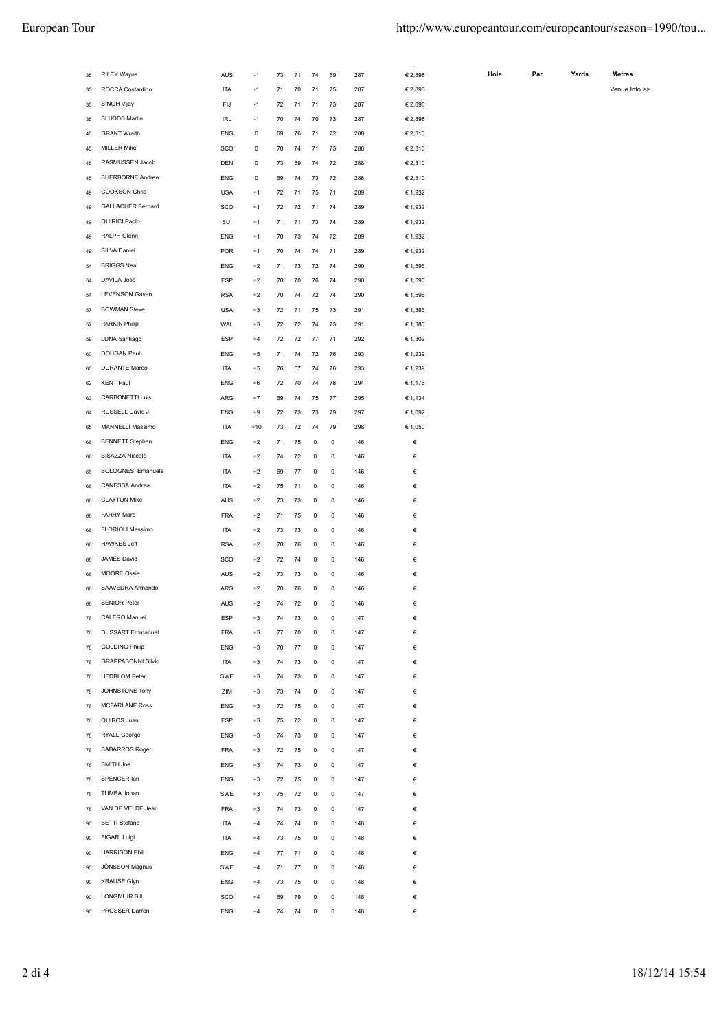| | | | | | | | | | | Hole | Par | Yards | Metres |
|---|---|---|---|---|---|---|---|---|---|---|---|---|---|
| 35 | RILEY Wayne | AUS | -1 | 73 | 71 | 74 | 69 | 287 | € 2,898 | | | | Venue Info >> |
| 35 | ROCCA Costantino | ITA | -1 | 71 | 70 | 71 | 75 | 287 | € 2,898 | | | | |
| 35 | SINGH Vijay | FIJ | -1 | 72 | 71 | 71 | 73 | 287 | € 2,898 | | | | |
| 35 | SLUDDS Martin | IRL | -1 | 70 | 74 | 70 | 73 | 287 | € 2,898 | | | | |
| 45 | GRANT Wraith | ENG | 0 | 69 | 76 | 71 | 72 | 288 | € 2,310 | | | | |
| 45 | MILLER Mike | SCO | 0 | 70 | 74 | 71 | 73 | 288 | € 2,310 | | | | |
| 45 | RASMUSSEN Jacob | DEN | 0 | 73 | 69 | 74 | 72 | 288 | € 2,310 | | | | |
| 45 | SHERBORNE Andrew | ENG | 0 | 69 | 74 | 73 | 72 | 288 | € 2,310 | | | | |
| 49 | COOKSON Chris | USA | +1 | 72 | 71 | 75 | 71 | 289 | € 1,932 | | | | |
| 49 | GALLACHER Bernard | SCO | +1 | 72 | 72 | 71 | 74 | 289 | € 1,932 | | | | |
| 49 | QUIRICI Paolo | SUI | +1 | 71 | 71 | 73 | 74 | 289 | € 1,932 | | | | |
| 49 | RALPH Glenn | ENG | +1 | 70 | 73 | 74 | 72 | 289 | € 1,932 | | | | |
| 49 | SILVA Daniel | POR | +1 | 70 | 74 | 74 | 71 | 289 | € 1,932 | | | | |
| 54 | BRIGGS Neal | ENG | +2 | 71 | 73 | 72 | 74 | 290 | € 1,596 | | | | |
| 54 | DAVILA José | ESP | +2 | 70 | 70 | 76 | 74 | 290 | € 1,596 | | | | |
| 54 | LEVENSON Gavan | RSA | +2 | 70 | 74 | 72 | 74 | 290 | € 1,596 | | | | |
| 57 | BOWMAN Steve | USA | +3 | 72 | 71 | 75 | 73 | 291 | € 1,386 | | | | |
| 57 | PARKIN Philip | WAL | +3 | 72 | 72 | 74 | 73 | 291 | € 1,386 | | | | |
| 59 | LUNA Santiago | ESP | +4 | 72 | 72 | 77 | 71 | 292 | € 1,302 | | | | |
| 60 | DOUGAN Paul | ENG | +5 | 71 | 74 | 72 | 76 | 293 | € 1,239 | | | | |
| 60 | DURANTE Marco | ITA | +5 | 76 | 67 | 74 | 76 | 293 | € 1,239 | | | | |
| 62 | KENT Paul | ENG | +6 | 72 | 70 | 74 | 78 | 294 | € 1,176 | | | | |
| 63 | CARBONETTI Luis | ARG | +7 | 69 | 74 | 75 | 77 | 295 | € 1,134 | | | | |
| 64 | RUSSELL David J | ENG | +9 | 72 | 73 | 73 | 79 | 297 | € 1,092 | | | | |
| 65 | MANNELLI Massimo | ITA | +10 | 73 | 72 | 74 | 79 | 298 | € 1,050 | | | | |
| 66 | BENNETT Stephen | ENG | +2 | 71 | 75 | 0 | 0 | 146 | € | | | | |
| 66 | BISAZZA Niccolò | ITA | +2 | 74 | 72 | 0 | 0 | 146 | € | | | | |
| 66 | BOLOGNESI Emanuele | ITA | +2 | 69 | 77 | 0 | 0 | 146 | € | | | | |
| 66 | CANESSA Andrea | ITA | +2 | 75 | 71 | 0 | 0 | 146 | € | | | | |
| 66 | CLAYTON Mike | AUS | +2 | 73 | 73 | 0 | 0 | 146 | € | | | | |
| 66 | FARRY Marc | FRA | +2 | 71 | 75 | 0 | 0 | 146 | € | | | | |
| 66 | FLORIOLI Massimo | ITA | +2 | 73 | 73 | 0 | 0 | 146 | € | | | | |
| 66 | HAWKES Jeff | RSA | +2 | 70 | 76 | 0 | 0 | 146 | € | | | | |
| 66 | JAMES David | SCO | +2 | 72 | 74 | 0 | 0 | 146 | € | | | | |
| 66 | MOORE Ossie | AUS | +2 | 73 | 73 | 0 | 0 | 146 | € | | | | |
| 66 | SAAVEDRA Armando | ARG | +2 | 70 | 76 | 0 | 0 | 146 | € | | | | |
| 66 | SENIOR Peter | AUS | +2 | 74 | 72 | 0 | 0 | 146 | € | | | | |
| 76 | CALERO Manuel | ESP | +3 | 74 | 73 | 0 | 0 | 147 | € | | | | |
| 76 | DUSSART Emmanuel | FRA | +3 | 77 | 70 | 0 | 0 | 147 | € | | | | |
| 76 | GOLDING Philip | ENG | +3 | 70 | 77 | 0 | 0 | 147 | € | | | | |
| 76 | GRAPPASONNI Silvio | ITA | +3 | 74 | 73 | 0 | 0 | 147 | € | | | | |
| 76 | HEDBLOM Peter | SWE | +3 | 74 | 73 | 0 | 0 | 147 | € | | | | |
| 76 | JOHNSTONE Tony | ZIM | +3 | 73 | 74 | 0 | 0 | 147 | € | | | | |
| 76 | MCFARLANE Ross | ENG | +3 | 72 | 75 | 0 | 0 | 147 | € | | | | |
| 76 | QUIROS Juan | ESP | +3 | 75 | 72 | 0 | 0 | 147 | € | | | | |
| 76 | RYALL George | ENG | +3 | 74 | 73 | 0 | 0 | 147 | € | | | | |
| 76 | SABARROS Roger | FRA | +3 | 72 | 75 | 0 | 0 | 147 | € | | | | |
| 76 | SMITH Joe | ENG | +3 | 74 | 73 | 0 | 0 | 147 | € | | | | |
| 76 | SPENCER Ian | ENG | +3 | 72 | 75 | 0 | 0 | 147 | € | | | | |
| 76 | TUMBA Johan | SWE | +3 | 75 | 72 | 0 | 0 | 147 | € | | | | |
| 76 | VAN DE VELDE Jean | FRA | +3 | 74 | 73 | 0 | 0 | 147 | € | | | | |
| 90 | BETTI Stefano | ITA | +4 | 74 | 74 | 0 | 0 | 148 | € | | | | |
| 90 | FIGARI Luigi | ITA | +4 | 73 | 75 | 0 | 0 | 148 | € | | | | |
| 90 | HARRISON Phil | ENG | +4 | 77 | 71 | 0 | 0 | 148 | € | | | | |
| 90 | JÖNSSON Magnus | SWE | +4 | 71 | 77 | 0 | 0 | 148 | € | | | | |
| 90 | KRAUSE Glyn | ENG | +4 | 73 | 75 | 0 | 0 | 148 | € | | | | |
| 90 | LONGMUIR Bill | SCO | +4 | 69 | 79 | 0 | 0 | 148 | € | | | | |
| 90 | PROSSER Darren | ENG | +4 | 74 | 74 | 0 | 0 | 148 | € | | | | |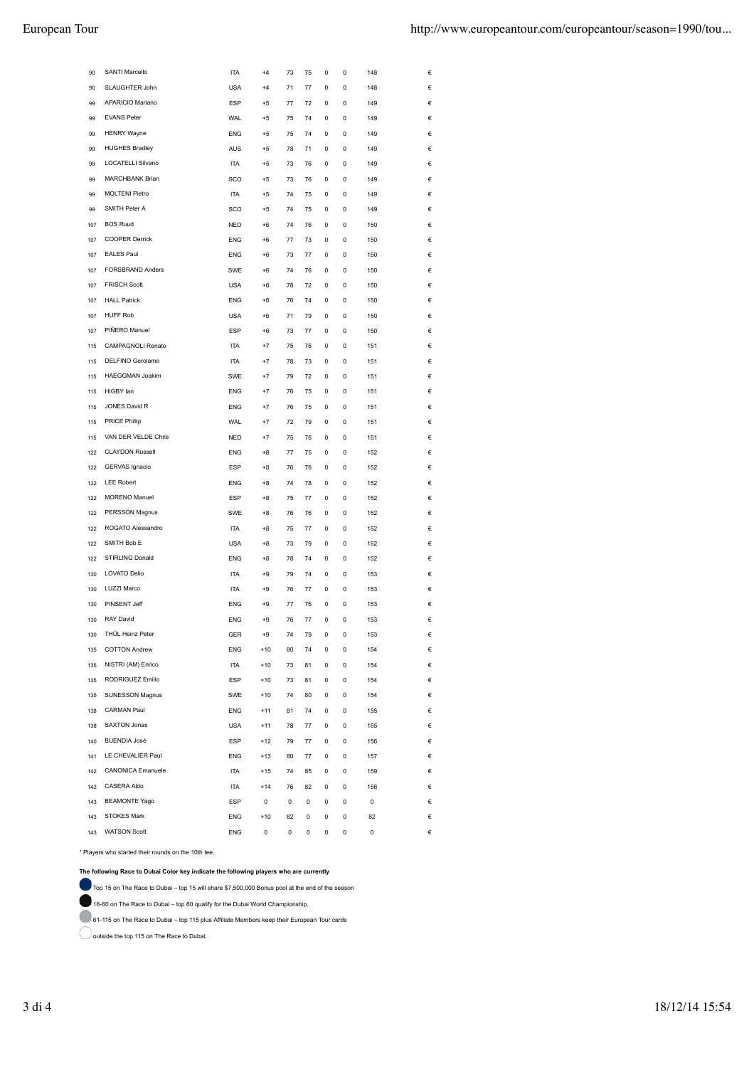| | | | | | | | | | |
|---|---|---|---|---|---|---|---|---|---|
| 90 | SANTI Marcello | ITA | +4 | 73 | 75 | 0 | 0 | 148 | € |
| 90 | SLAUGHTER John | USA | +4 | 71 | 77 | 0 | 0 | 148 | € |
| 99 | APARICIO Mariano | ESP | +5 | 77 | 72 | 0 | 0 | 149 | € |
| 99 | EVANS Peter | WAL | +5 | 75 | 74 | 0 | 0 | 149 | € |
| 99 | HENRY Wayne | ENG | +5 | 75 | 74 | 0 | 0 | 149 | € |
| 99 | HUGHES Bradley | AUS | +5 | 78 | 71 | 0 | 0 | 149 | € |
| 99 | LOCATELLI Silvano | ITA | +5 | 73 | 76 | 0 | 0 | 149 | € |
| 99 | MARCHBANK Brian | SCO | +5 | 73 | 76 | 0 | 0 | 149 | € |
| 99 | MOLTENI Pietro | ITA | +5 | 74 | 75 | 0 | 0 | 149 | € |
| 99 | SMITH Peter A | SCO | +5 | 74 | 75 | 0 | 0 | 149 | € |
| 107 | BOS Ruud | NED | +6 | 74 | 76 | 0 | 0 | 150 | € |
| 107 | COOPER Derrick | ENG | +6 | 77 | 73 | 0 | 0 | 150 | € |
| 107 | EALES Paul | ENG | +6 | 73 | 77 | 0 | 0 | 150 | € |
| 107 | FORSBRAND Anders | SWE | +6 | 74 | 76 | 0 | 0 | 150 | € |
| 107 | FRISCH Scott | USA | +6 | 78 | 72 | 0 | 0 | 150 | € |
| 107 | HALL Patrick | ENG | +6 | 76 | 74 | 0 | 0 | 150 | € |
| 107 | HUFF Rob | USA | +6 | 71 | 79 | 0 | 0 | 150 | € |
| 107 | PIÑERO Manuel | ESP | +6 | 73 | 77 | 0 | 0 | 150 | € |
| 115 | CAMPAGNOLI Renato | ITA | +7 | 75 | 76 | 0 | 0 | 151 | € |
| 115 | DELFINO Gerolamo | ITA | +7 | 78 | 73 | 0 | 0 | 151 | € |
| 115 | HAEGGMAN Joakim | SWE | +7 | 79 | 72 | 0 | 0 | 151 | € |
| 115 | HIGBY Ian | ENG | +7 | 76 | 75 | 0 | 0 | 151 | € |
| 115 | JONES David R | ENG | +7 | 76 | 75 | 0 | 0 | 151 | € |
| 115 | PRICE Phillip | WAL | +7 | 72 | 79 | 0 | 0 | 151 | € |
| 115 | VAN DER VELDE Chris | NED | +7 | 75 | 76 | 0 | 0 | 151 | € |
| 122 | CLAYDON Russell | ENG | +8 | 77 | 75 | 0 | 0 | 152 | € |
| 122 | GERVAS Ignacio | ESP | +8 | 76 | 76 | 0 | 0 | 152 | € |
| 122 | LEE Robert | ENG | +8 | 74 | 78 | 0 | 0 | 152 | € |
| 122 | MORENO Manuel | ESP | +8 | 75 | 77 | 0 | 0 | 152 | € |
| 122 | PERSSON Magnus | SWE | +8 | 76 | 76 | 0 | 0 | 152 | € |
| 122 | ROGATO Alessandro | ITA | +8 | 75 | 77 | 0 | 0 | 152 | € |
| 122 | SMITH Bob E | USA | +8 | 73 | 79 | 0 | 0 | 152 | € |
| 122 | STIRLING Donald | ENG | +8 | 78 | 74 | 0 | 0 | 152 | € |
| 130 | LOVATO Delio | ITA | +9 | 79 | 74 | 0 | 0 | 153 | € |
| 130 | LUZZI Marco | ITA | +9 | 76 | 77 | 0 | 0 | 153 | € |
| 130 | PINSENT Jeff | ENG | +9 | 77 | 76 | 0 | 0 | 153 | € |
| 130 | RAY David | ENG | +9 | 76 | 77 | 0 | 0 | 153 | € |
| 130 | THÜL Heinz Peter | GER | +9 | 74 | 79 | 0 | 0 | 153 | € |
| 135 | COTTON Andrew | ENG | +10 | 80 | 74 | 0 | 0 | 154 | € |
| 135 | NISTRI (AM) Enrico | ITA | +10 | 73 | 81 | 0 | 0 | 154 | € |
| 135 | RODRIGUEZ Emilio | ESP | +10 | 73 | 81 | 0 | 0 | 154 | € |
| 135 | SUNESSON Magnus | SWE | +10 | 74 | 80 | 0 | 0 | 154 | € |
| 138 | CARMAN Paul | ENG | +11 | 81 | 74 | 0 | 0 | 155 | € |
| 138 | SAXTON Jonas | USA | +11 | 78 | 77 | 0 | 0 | 155 | € |
| 140 | BUENDIA José | ESP | +12 | 79 | 77 | 0 | 0 | 156 | € |
| 141 | LE CHEVALIER Paul | ENG | +13 | 80 | 77 | 0 | 0 | 157 | € |
| 142 | CANONICA Emanuele | ITA | +15 | 74 | 85 | 0 | 0 | 159 | € |
| 142 | CASERA Aldo | ITA | +14 | 76 | 82 | 0 | 0 | 158 | € |
| 143 | BEAMONTE Yago | ESP | 0 | 0 | 0 | 0 | 0 | 0 | € |
| 143 | STOKES Mark | ENG | +10 | 82 | 0 | 0 | 0 | 82 | € |
| 143 | WATSON Scott | ENG | 0 | 0 | 0 | 0 | 0 | 0 | € |

* Players who started their rounds on the 10th tee.

**The following Race to Dubai Color key indicate the following players who are currently**

Top 15 on The Race to Dubai – top 15 will share $7,500,000 Bonus pool at the end of the season

16-60 on The Race to Dubai – top 60 qualify for the Dubai World Championship.

61-115 on The Race to Dubai – top 115 plus Affiliate Members keep their European Tour cards

outside the top 115 on The Race to Dubai.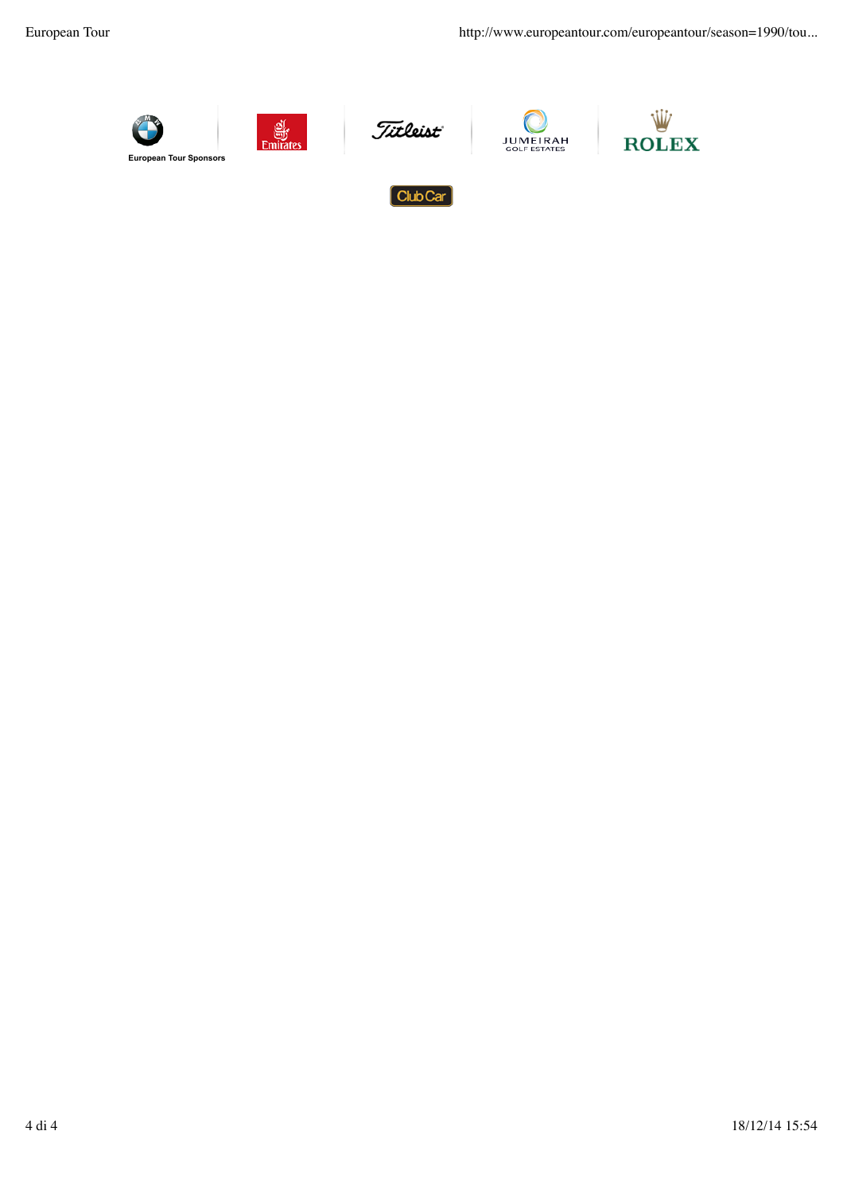European Tour Sponsors